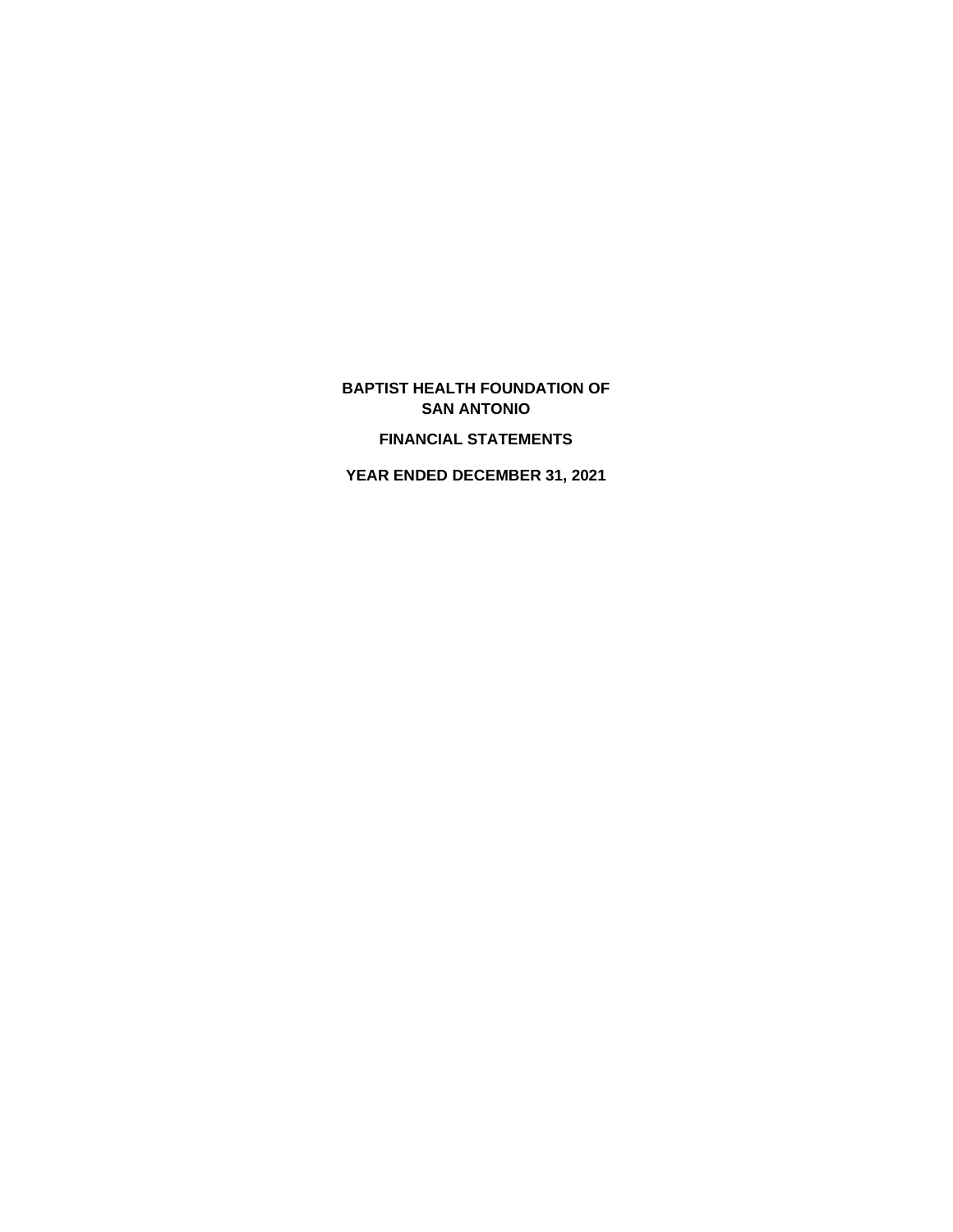# BAPTIST HEALTH FOUNDATION OF SAN ANTONIO

## FINANCIAL STATEMENTS

## YEAR ENDED DECEMBER 31, 2021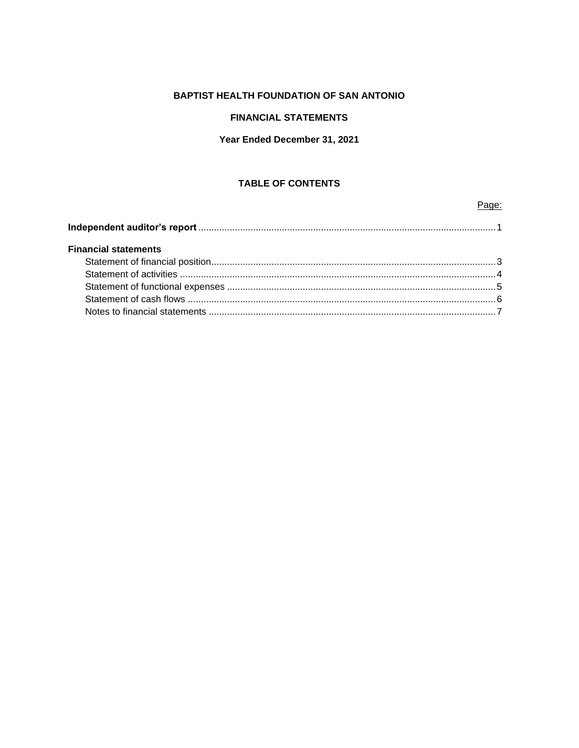**BAPTIST HEALTH FOUNDATION OF SAN ANTONIO**

**FINANCIAL STATEMENTS**

**Year Ended December 31, 2021**

**TABLE OF CONTENTS**

| | Page: |
|---|---|
| **Independent auditor's report** | 1 |
| **Financial statements** | |
| Statement of financial position | 3 |
| Statement of activities | 4 |
| Statement of functional expenses | 5 |
| Statement of cash flows | 6 |
| Notes to financial statements | 7 |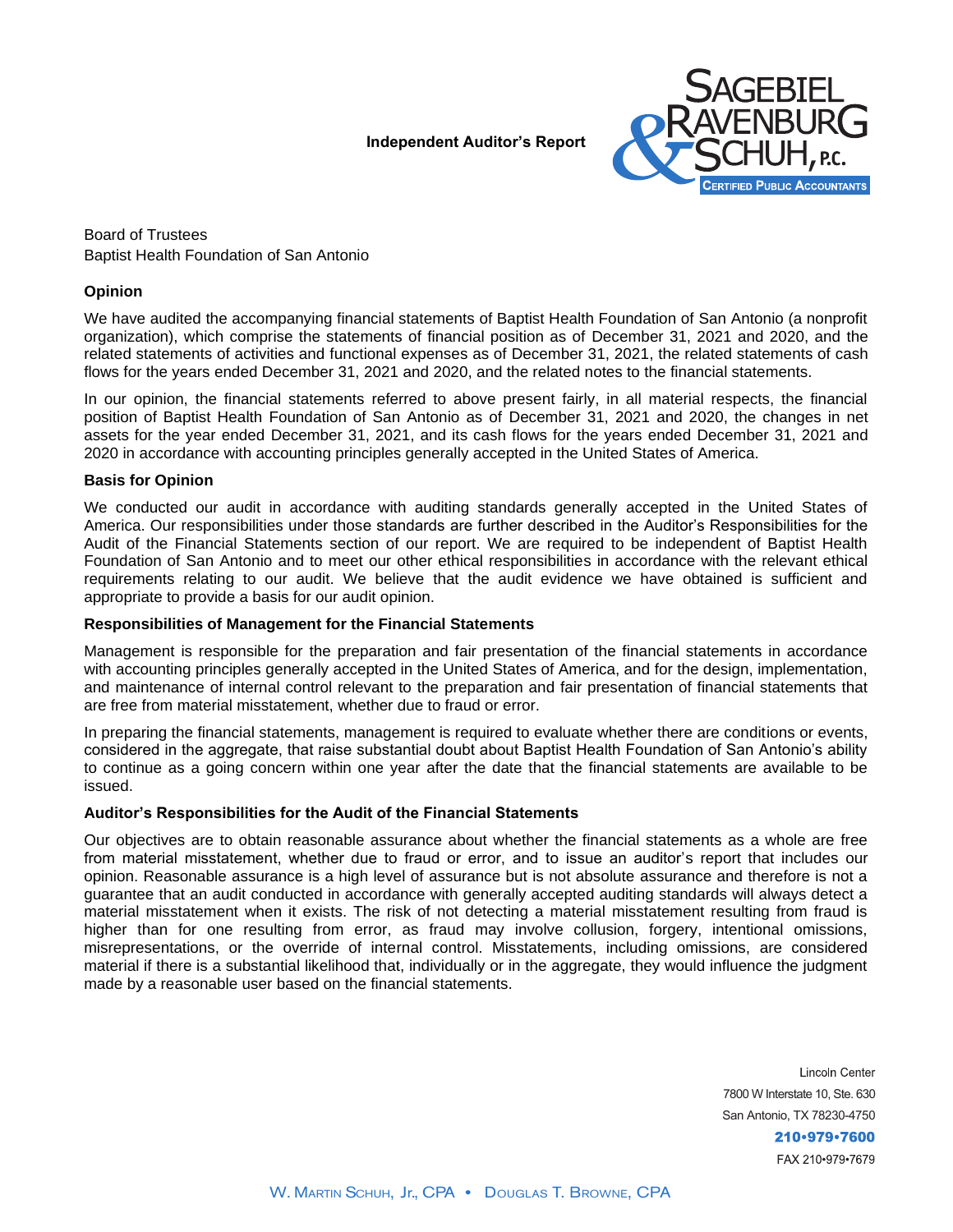**Independent Auditor's Report**

Sagebiel Ravenburg & Schuh, P.C.
Certified Public Accountants

Board of Trustees
Baptist Health Foundation of San Antonio

**Opinion**

We have audited the accompanying financial statements of Baptist Health Foundation of San Antonio (a nonprofit organization), which comprise the statements of financial position as of December 31, 2021 and 2020, and the related statements of activities and functional expenses as of December 31, 2021, the related statements of cash flows for the years ended December 31, 2021 and 2020, and the related notes to the financial statements.

In our opinion, the financial statements referred to above present fairly, in all material respects, the financial position of Baptist Health Foundation of San Antonio as of December 31, 2021 and 2020, the changes in net assets for the year ended December 31, 2021, and its cash flows for the years ended December 31, 2021 and 2020 in accordance with accounting principles generally accepted in the United States of America.

**Basis for Opinion**

We conducted our audit in accordance with auditing standards generally accepted in the United States of America. Our responsibilities under those standards are further described in the Auditor's Responsibilities for the Audit of the Financial Statements section of our report. We are required to be independent of Baptist Health Foundation of San Antonio and to meet our other ethical responsibilities in accordance with the relevant ethical requirements relating to our audit. We believe that the audit evidence we have obtained is sufficient and appropriate to provide a basis for our audit opinion.

**Responsibilities of Management for the Financial Statements**

Management is responsible for the preparation and fair presentation of the financial statements in accordance with accounting principles generally accepted in the United States of America, and for the design, implementation, and maintenance of internal control relevant to the preparation and fair presentation of financial statements that are free from material misstatement, whether due to fraud or error.

In preparing the financial statements, management is required to evaluate whether there are conditions or events, considered in the aggregate, that raise substantial doubt about Baptist Health Foundation of San Antonio's ability to continue as a going concern within one year after the date that the financial statements are available to be issued.

**Auditor's Responsibilities for the Audit of the Financial Statements**

Our objectives are to obtain reasonable assurance about whether the financial statements as a whole are free from material misstatement, whether due to fraud or error, and to issue an auditor's report that includes our opinion. Reasonable assurance is a high level of assurance but is not absolute assurance and therefore is not a guarantee that an audit conducted in accordance with generally accepted auditing standards will always detect a material misstatement when it exists. The risk of not detecting a material misstatement resulting from fraud is higher than for one resulting from error, as fraud may involve collusion, forgery, intentional omissions, misrepresentations, or the override of internal control. Misstatements, including omissions, are considered material if there is a substantial likelihood that, individually or in the aggregate, they would influence the judgment made by a reasonable user based on the financial statements.

Lincoln Center
7800 W Interstate 10, Ste. 630
San Antonio, TX 78230-4750
210•979•7600
FAX 210•979•7679

W. Martin Schuh, Jr., CPA • Douglas T. Browne, CPA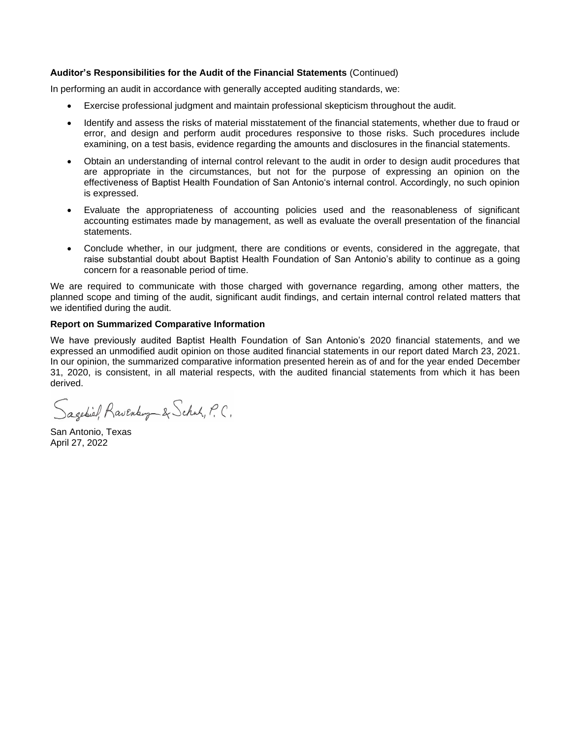**Auditor's Responsibilities for the Audit of the Financial Statements** (Continued)

In performing an audit in accordance with generally accepted auditing standards, we:

- Exercise professional judgment and maintain professional skepticism throughout the audit.
- Identify and assess the risks of material misstatement of the financial statements, whether due to fraud or error, and design and perform audit procedures responsive to those risks. Such procedures include examining, on a test basis, evidence regarding the amounts and disclosures in the financial statements.
- Obtain an understanding of internal control relevant to the audit in order to design audit procedures that are appropriate in the circumstances, but not for the purpose of expressing an opinion on the effectiveness of Baptist Health Foundation of San Antonio's internal control. Accordingly, no such opinion is expressed.
- Evaluate the appropriateness of accounting policies used and the reasonableness of significant accounting estimates made by management, as well as evaluate the overall presentation of the financial statements.
- Conclude whether, in our judgment, there are conditions or events, considered in the aggregate, that raise substantial doubt about Baptist Health Foundation of San Antonio's ability to continue as a going concern for a reasonable period of time.

We are required to communicate with those charged with governance regarding, among other matters, the planned scope and timing of the audit, significant audit findings, and certain internal control related matters that we identified during the audit.

**Report on Summarized Comparative Information**

We have previously audited Baptist Health Foundation of San Antonio's 2020 financial statements, and we expressed an unmodified audit opinion on those audited financial statements in our report dated March 23, 2021. In our opinion, the summarized comparative information presented herein as of and for the year ended December 31, 2020, is consistent, in all material respects, with the audited financial statements from which it has been derived.

Sagebiel, Ravenburg & Schuh, P.C.

San Antonio, Texas
April 27, 2022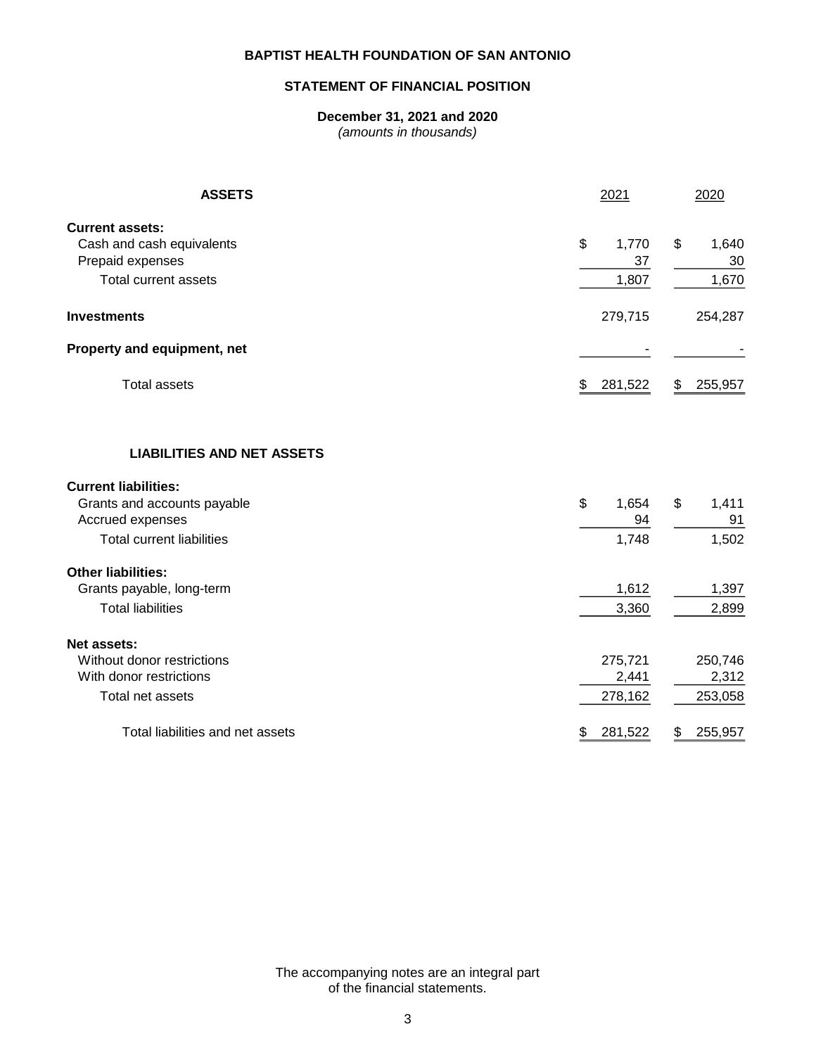# BAPTIST HEALTH FOUNDATION OF SAN ANTONIO

## STATEMENT OF FINANCIAL POSITION

**December 31, 2021 and 2020**
*(amounts in thousands)*

| **ASSETS** | 2021 | 2020 |
|---|---|---|
| **Current assets:** | | |
| Cash and cash equivalents | $ 1,770 | $ 1,640 |
| Prepaid expenses | 37 | 30 |
| Total current assets | 1,807 | 1,670 |
| **Investments** | 279,715 | 254,287 |
| **Property and equipment, net** | - | - |
| Total assets | $ 281,522 | $ 255,957 |

| **LIABILITIES AND NET ASSETS** | 2021 | 2020 |
|---|---|---|
| **Current liabilities:** | | |
| Grants and accounts payable | $ 1,654 | $ 1,411 |
| Accrued expenses | 94 | 91 |
| Total current liabilities | 1,748 | 1,502 |
| **Other liabilities:** | | |
| Grants payable, long-term | 1,612 | 1,397 |
| Total liabilities | 3,360 | 2,899 |
| **Net assets:** | | |
| Without donor restrictions | 275,721 | 250,746 |
| With donor restrictions | 2,441 | 2,312 |
| Total net assets | 278,162 | 253,058 |
| Total liabilities and net assets | $ 281,522 | $ 255,957 |

The accompanying notes are an integral part of the financial statements.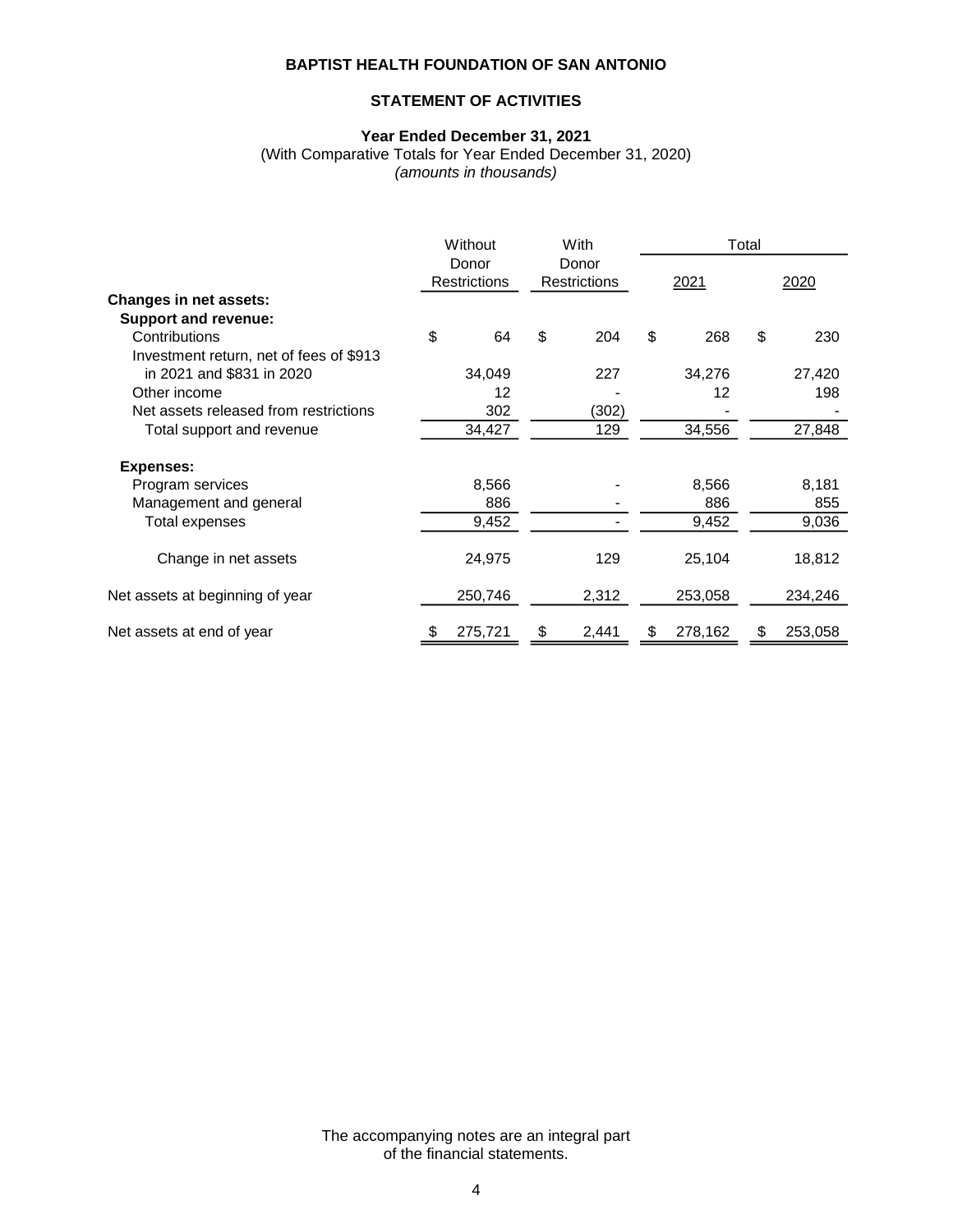# BAPTIST HEALTH FOUNDATION OF SAN ANTONIO

## STATEMENT OF ACTIVITIES

**Year Ended December 31, 2021**
(With Comparative Totals for Year Ended December 31, 2020)
*(amounts in thousands)*

| | Without Donor Restrictions | With Donor Restrictions | Total 2021 | Total 2020 |
|---|---|---|---|---|
| **Changes in net assets:** | | | | |
| **Support and revenue:** | | | | |
| Contributions | $ 64 | $ 204 | $ 268 | $ 230 |
| Investment return, net of fees of $913 in 2021 and $831 in 2020 | 34,049 | 227 | 34,276 | 27,420 |
| Other income | 12 | - | 12 | 198 |
| Net assets released from restrictions | 302 | (302) | - | - |
| Total support and revenue | 34,427 | 129 | 34,556 | 27,848 |
| **Expenses:** | | | | |
| Program services | 8,566 | - | 8,566 | 8,181 |
| Management and general | 886 | - | 886 | 855 |
| Total expenses | 9,452 | - | 9,452 | 9,036 |
| Change in net assets | 24,975 | 129 | 25,104 | 18,812 |
| Net assets at beginning of year | 250,746 | 2,312 | 253,058 | 234,246 |
| Net assets at end of year | $ 275,721 | $ 2,441 | $ 278,162 | $ 253,058 |

The accompanying notes are an integral part of the financial statements.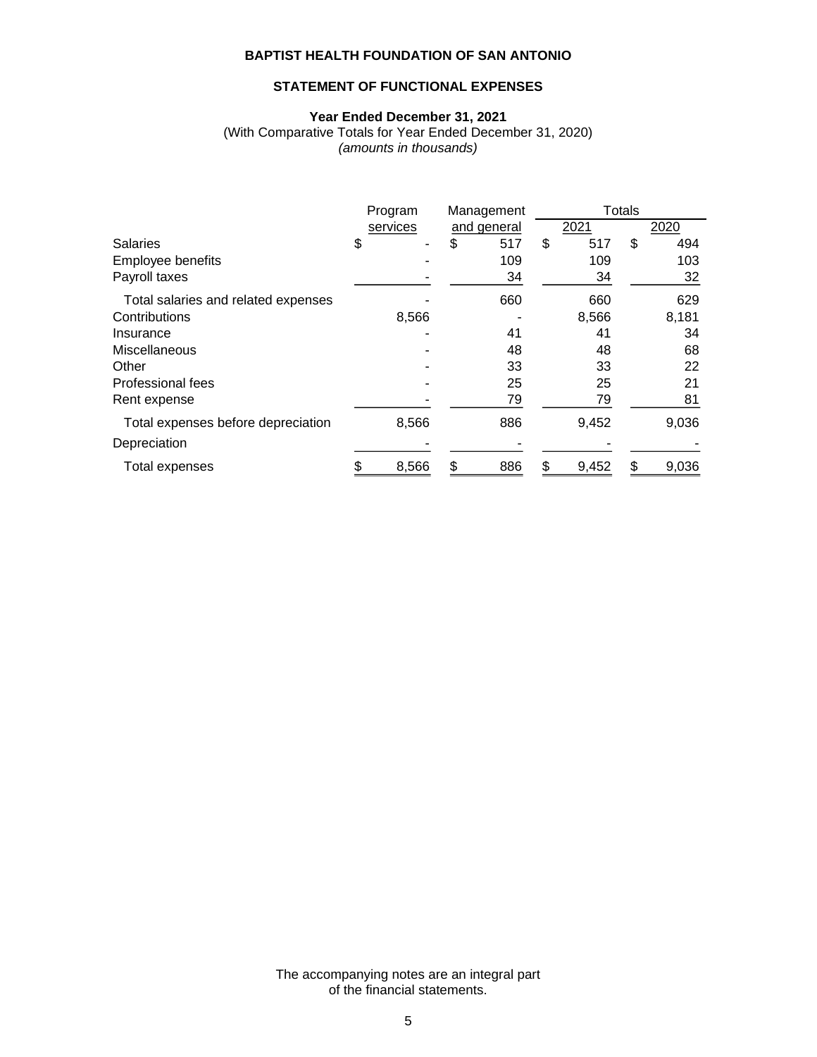**BAPTIST HEALTH FOUNDATION OF SAN ANTONIO**

**STATEMENT OF FUNCTIONAL EXPENSES**

**Year Ended December 31, 2021**
(With Comparative Totals for Year Ended December 31, 2020)
*(amounts in thousands)*

| | Program services | Management and general | Totals 2021 | Totals 2020 |
|---|---|---|---|---|
| Salaries | $ - | $ 517 | $ 517 | $ 494 |
| Employee benefits | - | 109 | 109 | 103 |
| Payroll taxes | - | 34 | 34 | 32 |
| Total salaries and related expenses | - | 660 | 660 | 629 |
| Contributions | 8,566 | - | 8,566 | 8,181 |
| Insurance | - | 41 | 41 | 34 |
| Miscellaneous | - | 48 | 48 | 68 |
| Other | - | 33 | 33 | 22 |
| Professional fees | - | 25 | 25 | 21 |
| Rent expense | - | 79 | 79 | 81 |
| Total expenses before depreciation | 8,566 | 886 | 9,452 | 9,036 |
| Depreciation | - | - | - | - |
| Total expenses | $ 8,566 | $ 886 | $ 9,452 | $ 9,036 |

The accompanying notes are an integral part of the financial statements.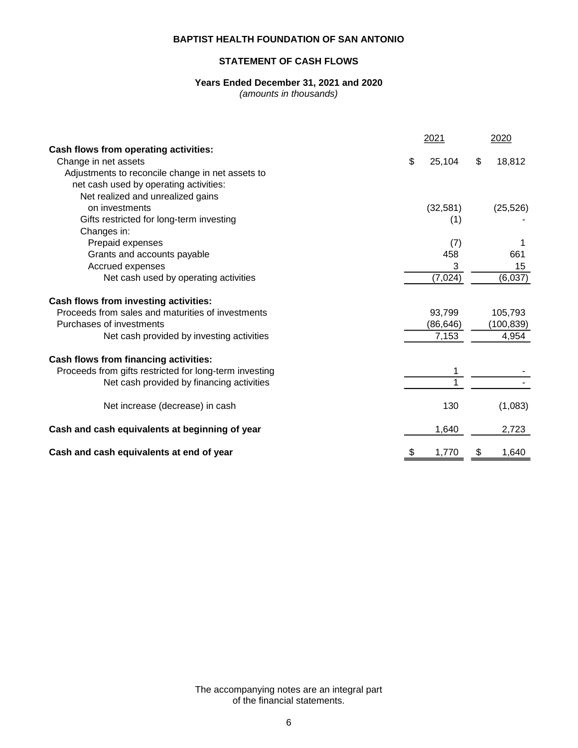# BAPTIST HEALTH FOUNDATION OF SAN ANTONIO

## STATEMENT OF CASH FLOWS

### Years Ended December 31, 2021 and 2020

*(amounts in thousands)*

| | 2021 | 2020 |
|---|---|---|
| **Cash flows from operating activities:** | | |
| Change in net assets | $ 25,104 | $ 18,812 |
| Adjustments to reconcile change in net assets to net cash used by operating activities: | | |
| Net realized and unrealized gains on investments | (32,581) | (25,526) |
| Gifts restricted for long-term investing | (1) | - |
| Changes in: | | |
| Prepaid expenses | (7) | 1 |
| Grants and accounts payable | 458 | 661 |
| Accrued expenses | 3 | 15 |
| Net cash used by operating activities | (7,024) | (6,037) |
| **Cash flows from investing activities:** | | |
| Proceeds from sales and maturities of investments | 93,799 | 105,793 |
| Purchases of investments | (86,646) | (100,839) |
| Net cash provided by investing activities | 7,153 | 4,954 |
| **Cash flows from financing activities:** | | |
| Proceeds from gifts restricted for long-term investing | 1 | - |
| Net cash provided by financing activities | 1 | - |
| Net increase (decrease) in cash | 130 | (1,083) |
| **Cash and cash equivalents at beginning of year** | 1,640 | 2,723 |
| **Cash and cash equivalents at end of year** | $ 1,770 | $ 1,640 |

The accompanying notes are an integral part of the financial statements.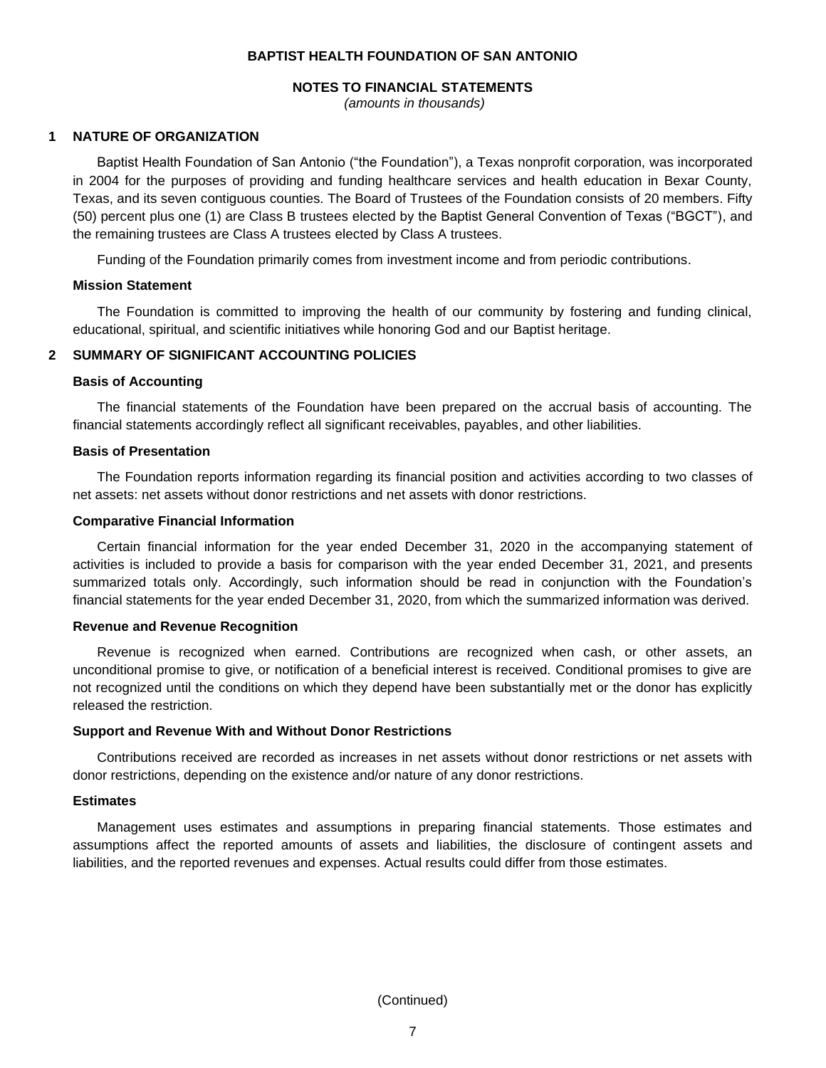**BAPTIST HEALTH FOUNDATION OF SAN ANTONIO**

**NOTES TO FINANCIAL STATEMENTS**
*(amounts in thousands)*

## 1 NATURE OF ORGANIZATION

Baptist Health Foundation of San Antonio ("the Foundation"), a Texas nonprofit corporation, was incorporated in 2004 for the purposes of providing and funding healthcare services and health education in Bexar County, Texas, and its seven contiguous counties. The Board of Trustees of the Foundation consists of 20 members. Fifty (50) percent plus one (1) are Class B trustees elected by the Baptist General Convention of Texas ("BGCT"), and the remaining trustees are Class A trustees elected by Class A trustees.

Funding of the Foundation primarily comes from investment income and from periodic contributions.

### Mission Statement

The Foundation is committed to improving the health of our community by fostering and funding clinical, educational, spiritual, and scientific initiatives while honoring God and our Baptist heritage.

## 2 SUMMARY OF SIGNIFICANT ACCOUNTING POLICIES

### Basis of Accounting

The financial statements of the Foundation have been prepared on the accrual basis of accounting. The financial statements accordingly reflect all significant receivables, payables, and other liabilities.

### Basis of Presentation

The Foundation reports information regarding its financial position and activities according to two classes of net assets: net assets without donor restrictions and net assets with donor restrictions.

### Comparative Financial Information

Certain financial information for the year ended December 31, 2020 in the accompanying statement of activities is included to provide a basis for comparison with the year ended December 31, 2021, and presents summarized totals only. Accordingly, such information should be read in conjunction with the Foundation's financial statements for the year ended December 31, 2020, from which the summarized information was derived.

### Revenue and Revenue Recognition

Revenue is recognized when earned. Contributions are recognized when cash, or other assets, an unconditional promise to give, or notification of a beneficial interest is received. Conditional promises to give are not recognized until the conditions on which they depend have been substantially met or the donor has explicitly released the restriction.

### Support and Revenue With and Without Donor Restrictions

Contributions received are recorded as increases in net assets without donor restrictions or net assets with donor restrictions, depending on the existence and/or nature of any donor restrictions.

### Estimates

Management uses estimates and assumptions in preparing financial statements. Those estimates and assumptions affect the reported amounts of assets and liabilities, the disclosure of contingent assets and liabilities, and the reported revenues and expenses. Actual results could differ from those estimates.

(Continued)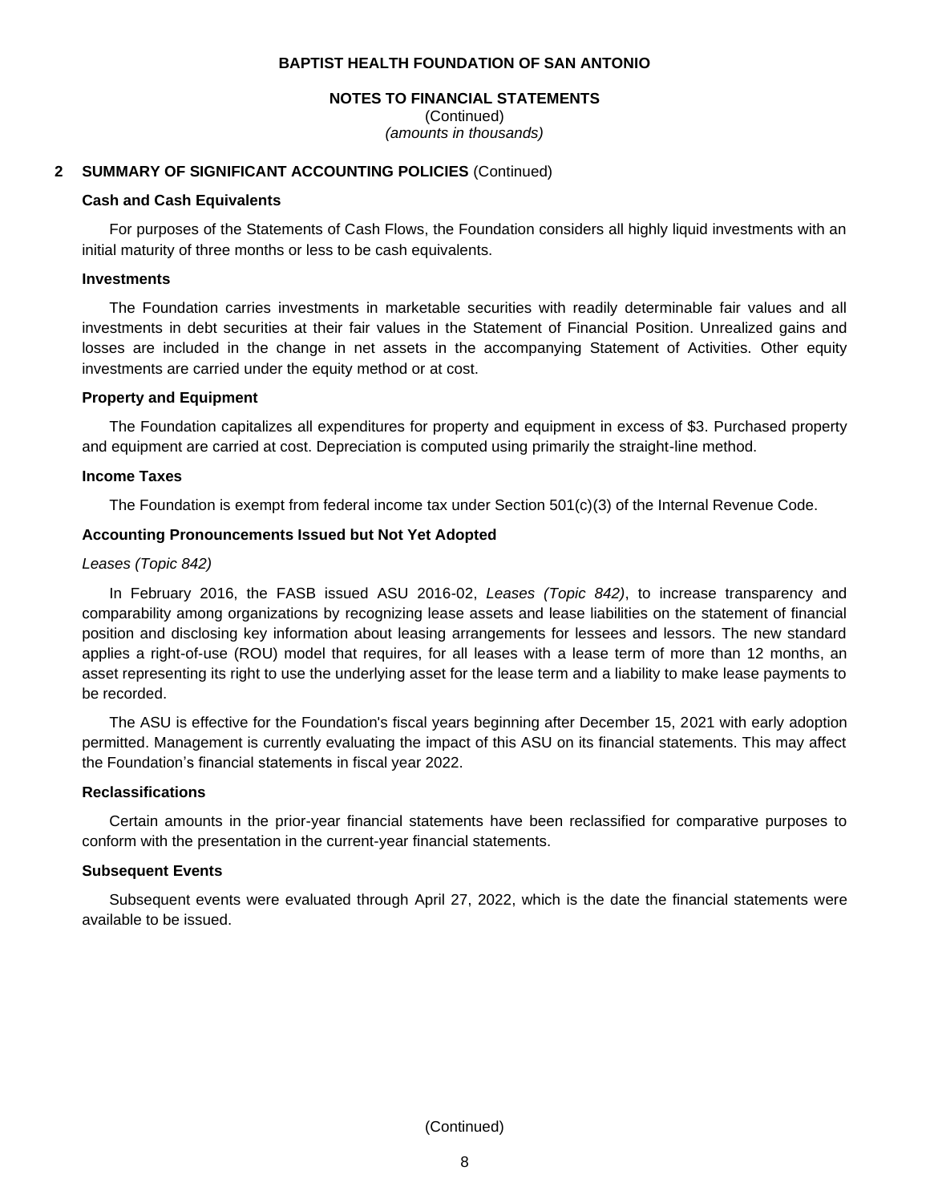## 2 SUMMARY OF SIGNIFICANT ACCOUNTING POLICIES (Continued)

### Cash and Cash Equivalents

For purposes of the Statements of Cash Flows, the Foundation considers all highly liquid investments with an initial maturity of three months or less to be cash equivalents.

### Investments

The Foundation carries investments in marketable securities with readily determinable fair values and all investments in debt securities at their fair values in the Statement of Financial Position. Unrealized gains and losses are included in the change in net assets in the accompanying Statement of Activities. Other equity investments are carried under the equity method or at cost.

### Property and Equipment

The Foundation capitalizes all expenditures for property and equipment in excess of $3. Purchased property and equipment are carried at cost. Depreciation is computed using primarily the straight-line method.

### Income Taxes

The Foundation is exempt from federal income tax under Section 501(c)(3) of the Internal Revenue Code.

### Accounting Pronouncements Issued but Not Yet Adopted

*Leases (Topic 842)*

In February 2016, the FASB issued ASU 2016-02, *Leases (Topic 842)*, to increase transparency and comparability among organizations by recognizing lease assets and lease liabilities on the statement of financial position and disclosing key information about leasing arrangements for lessees and lessors. The new standard applies a right-of-use (ROU) model that requires, for all leases with a lease term of more than 12 months, an asset representing its right to use the underlying asset for the lease term and a liability to make lease payments to be recorded.

The ASU is effective for the Foundation's fiscal years beginning after December 15, 2021 with early adoption permitted. Management is currently evaluating the impact of this ASU on its financial statements. This may affect the Foundation's financial statements in fiscal year 2022.

### Reclassifications

Certain amounts in the prior-year financial statements have been reclassified for comparative purposes to conform with the presentation in the current-year financial statements.

### Subsequent Events

Subsequent events were evaluated through April 27, 2022, which is the date the financial statements were available to be issued.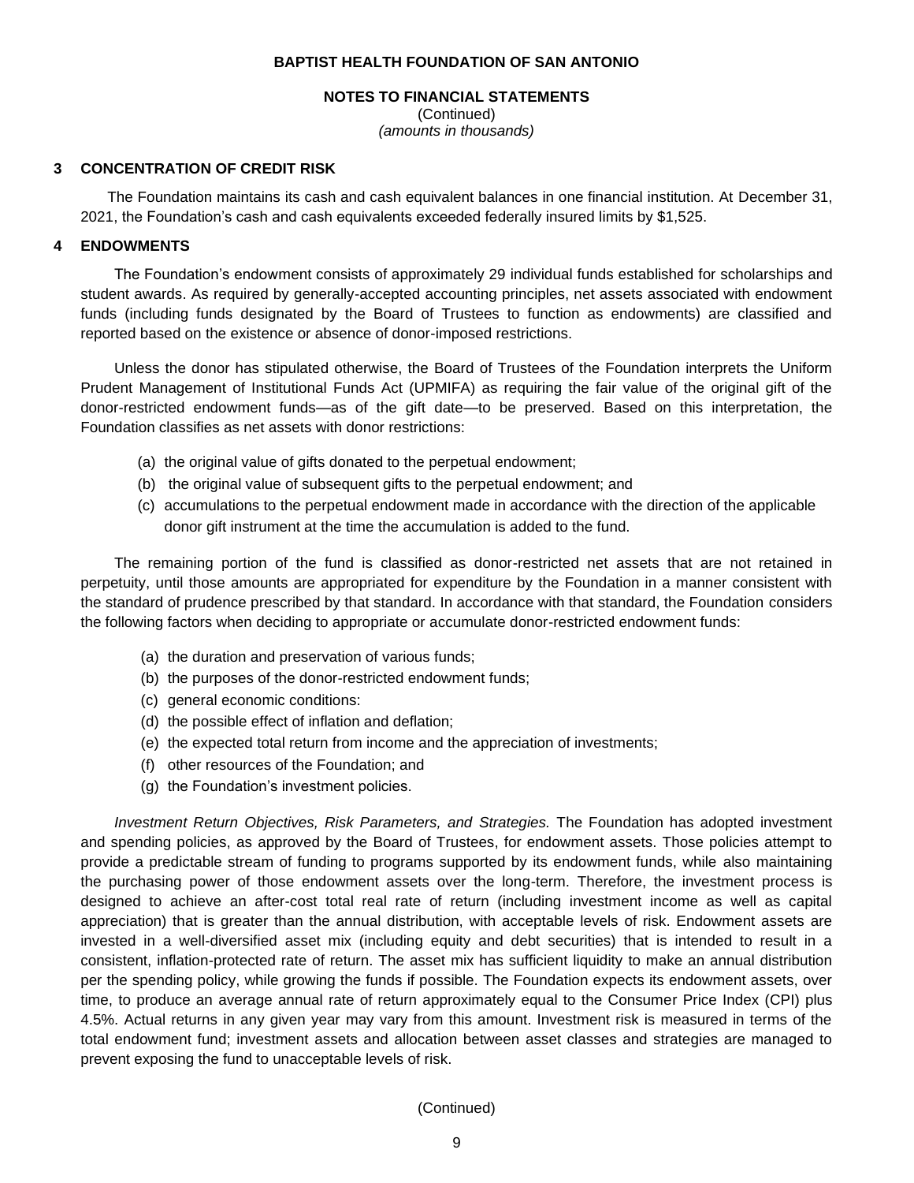**NOTES TO FINANCIAL STATEMENTS**
(Continued)
*(amounts in thousands)*

## 3 CONCENTRATION OF CREDIT RISK

The Foundation maintains its cash and cash equivalent balances in one financial institution. At December 31, 2021, the Foundation's cash and cash equivalents exceeded federally insured limits by $1,525.

## 4 ENDOWMENTS

The Foundation's endowment consists of approximately 29 individual funds established for scholarships and student awards. As required by generally-accepted accounting principles, net assets associated with endowment funds (including funds designated by the Board of Trustees to function as endowments) are classified and reported based on the existence or absence of donor-imposed restrictions.

Unless the donor has stipulated otherwise, the Board of Trustees of the Foundation interprets the Uniform Prudent Management of Institutional Funds Act (UPMIFA) as requiring the fair value of the original gift of the donor-restricted endowment funds—as of the gift date—to be preserved. Based on this interpretation, the Foundation classifies as net assets with donor restrictions:

(a) the original value of gifts donated to the perpetual endowment;
(b) the original value of subsequent gifts to the perpetual endowment; and
(c) accumulations to the perpetual endowment made in accordance with the direction of the applicable donor gift instrument at the time the accumulation is added to the fund.

The remaining portion of the fund is classified as donor-restricted net assets that are not retained in perpetuity, until those amounts are appropriated for expenditure by the Foundation in a manner consistent with the standard of prudence prescribed by that standard. In accordance with that standard, the Foundation considers the following factors when deciding to appropriate or accumulate donor-restricted endowment funds:

(a) the duration and preservation of various funds;
(b) the purposes of the donor-restricted endowment funds;
(c) general economic conditions:
(d) the possible effect of inflation and deflation;
(e) the expected total return from income and the appreciation of investments;
(f) other resources of the Foundation; and
(g) the Foundation's investment policies.

*Investment Return Objectives, Risk Parameters, and Strategies.* The Foundation has adopted investment and spending policies, as approved by the Board of Trustees, for endowment assets. Those policies attempt to provide a predictable stream of funding to programs supported by its endowment funds, while also maintaining the purchasing power of those endowment assets over the long-term. Therefore, the investment process is designed to achieve an after-cost total real rate of return (including investment income as well as capital appreciation) that is greater than the annual distribution, with acceptable levels of risk. Endowment assets are invested in a well-diversified asset mix (including equity and debt securities) that is intended to result in a consistent, inflation-protected rate of return. The asset mix has sufficient liquidity to make an annual distribution per the spending policy, while growing the funds if possible. The Foundation expects its endowment assets, over time, to produce an average annual rate of return approximately equal to the Consumer Price Index (CPI) plus 4.5%. Actual returns in any given year may vary from this amount. Investment risk is measured in terms of the total endowment fund; investment assets and allocation between asset classes and strategies are managed to prevent exposing the fund to unacceptable levels of risk.

(Continued)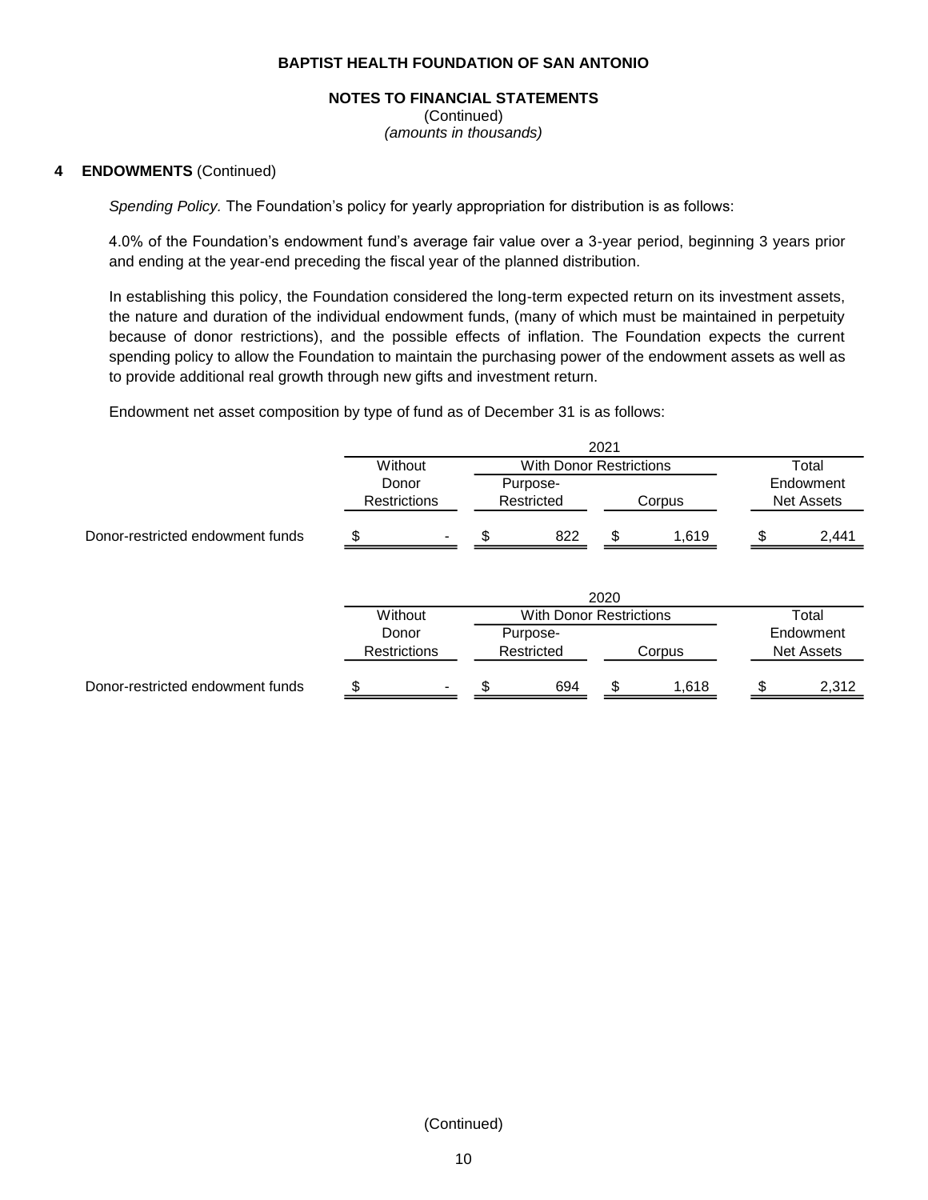**BAPTIST HEALTH FOUNDATION OF SAN ANTONIO**

**NOTES TO FINANCIAL STATEMENTS**
(Continued)
*(amounts in thousands)*

**4 ENDOWMENTS** (Continued)

*Spending Policy.* The Foundation's policy for yearly appropriation for distribution is as follows:

4.0% of the Foundation's endowment fund's average fair value over a 3-year period, beginning 3 years prior and ending at the year-end preceding the fiscal year of the planned distribution.

In establishing this policy, the Foundation considered the long-term expected return on its investment assets, the nature and duration of the individual endowment funds, (many of which must be maintained in perpetuity because of donor restrictions), and the possible effects of inflation. The Foundation expects the current spending policy to allow the Foundation to maintain the purchasing power of the endowment assets as well as to provide additional real growth through new gifts and investment return.

Endowment net asset composition by type of fund as of December 31 is as follows:

| | 2021 | | | |
|---|---|---|---|---|
| | Without Donor Restrictions | With Donor Restrictions | | Total Endowment Net Assets |
| | | Purpose-Restricted | Corpus | |
| Donor-restricted endowment funds | $ - | $ 822 | $ 1,619 | $ 2,441 |

| | 2020 | | | |
|---|---|---|---|---|
| | Without Donor Restrictions | With Donor Restrictions | | Total Endowment Net Assets |
| | | Purpose-Restricted | Corpus | |
| Donor-restricted endowment funds | $ - | $ 694 | $ 1,618 | $ 2,312 |

(Continued)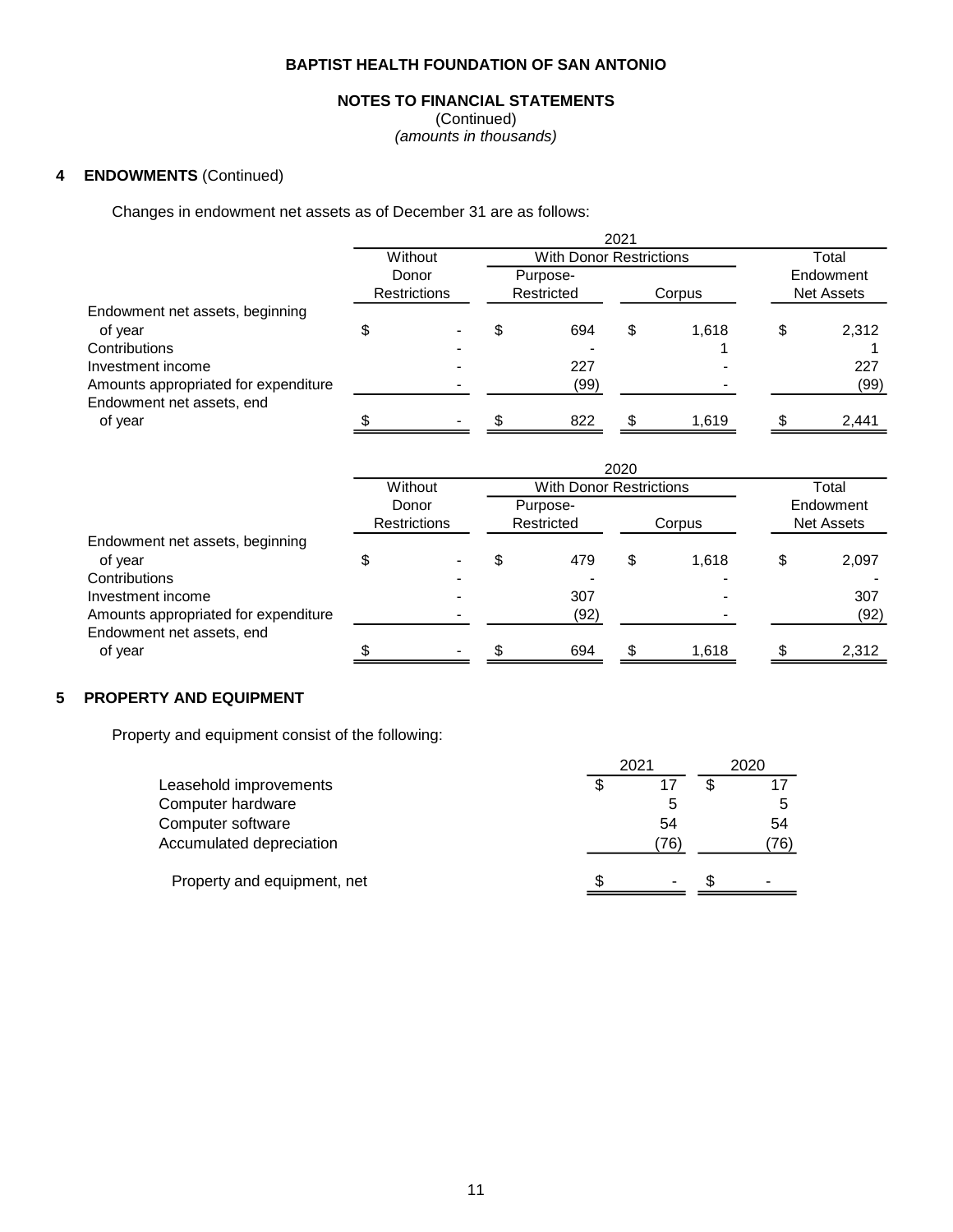**BAPTIST HEALTH FOUNDATION OF SAN ANTONIO**

**NOTES TO FINANCIAL STATEMENTS**
(Continued)
*(amounts in thousands)*

## 4 ENDOWMENTS (Continued)

Changes in endowment net assets as of December 31 are as follows:

| | 2021 | | | |
|---|---|---|---|---|
| | Without Donor Restrictions | With Donor Restrictions | | Total Endowment Net Assets |
| | | Purpose-Restricted | Corpus | |
| Endowment net assets, beginning of year | $ - | $ 694 | $ 1,618 | $ 2,312 |
| Contributions | - | - | 1 | 1 |
| Investment income | - | 227 | - | 227 |
| Amounts appropriated for expenditure | - | (99) | - | (99) |
| Endowment net assets, end of year | $ - | $ 822 | $ 1,619 | $ 2,441 |

| | 2020 | | | |
|---|---|---|---|---|
| | Without Donor Restrictions | With Donor Restrictions | | Total Endowment Net Assets |
| | | Purpose-Restricted | Corpus | |
| Endowment net assets, beginning of year | $ - | $ 479 | $ 1,618 | $ 2,097 |
| Contributions | - | - | - | - |
| Investment income | - | 307 | - | 307 |
| Amounts appropriated for expenditure | - | (92) | - | (92) |
| Endowment net assets, end of year | $ - | $ 694 | $ 1,618 | $ 2,312 |

## 5 PROPERTY AND EQUIPMENT

Property and equipment consist of the following:

| | 2021 | 2020 |
|---|---|---|
| Leasehold improvements | $ 17 | $ 17 |
| Computer hardware | 5 | 5 |
| Computer software | 54 | 54 |
| Accumulated depreciation | (76) | (76) |
| Property and equipment, net | $ - | $ - |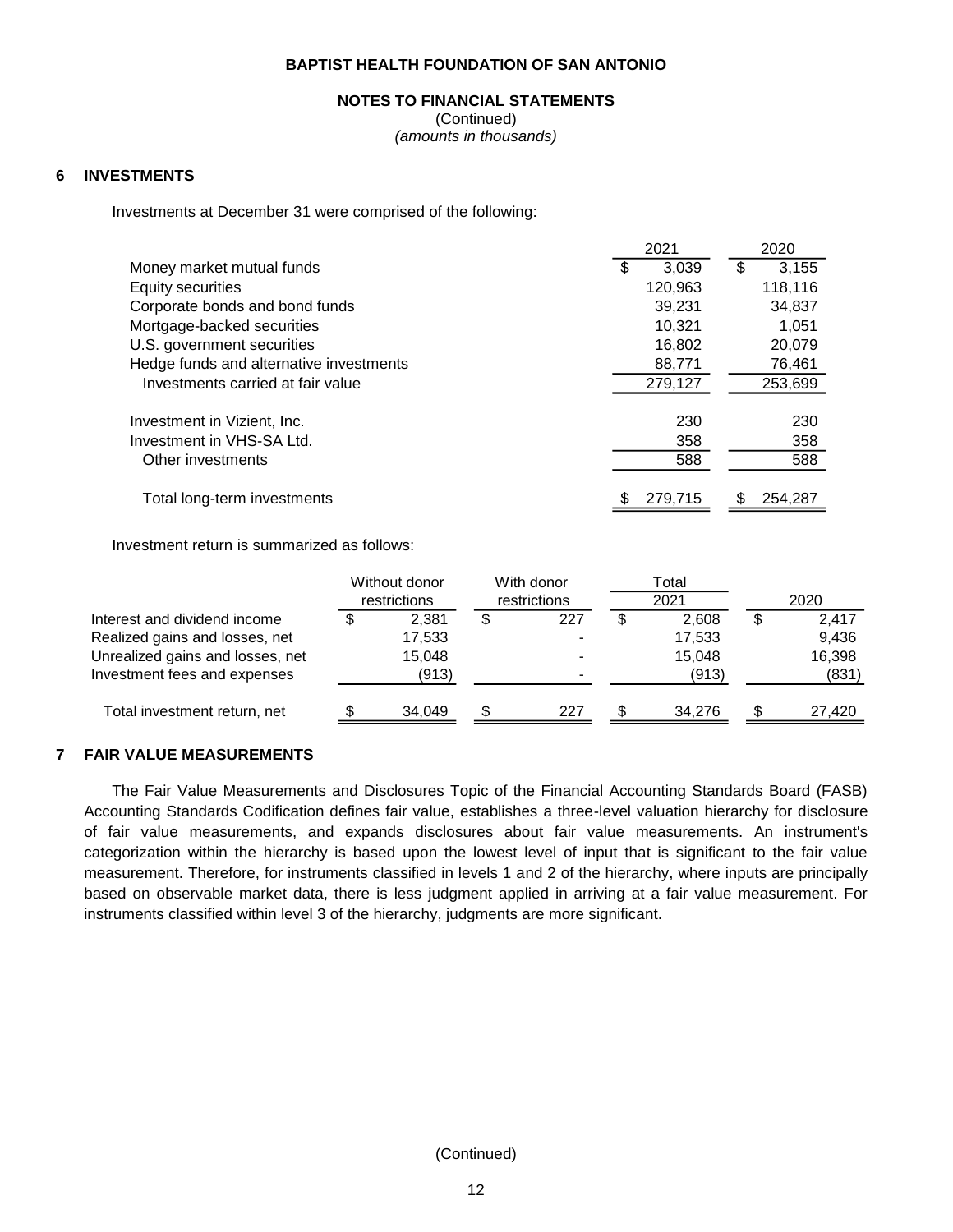## BAPTIST HEALTH FOUNDATION OF SAN ANTONIO

**NOTES TO FINANCIAL STATEMENTS**
(Continued)
*(amounts in thousands)*

### 6 INVESTMENTS

Investments at December 31 were comprised of the following:

| | 2021 | 2020 |
|---|---|---|
| Money market mutual funds | $ 3,039 | $ 3,155 |
| Equity securities | 120,963 | 118,116 |
| Corporate bonds and bond funds | 39,231 | 34,837 |
| Mortgage-backed securities | 10,321 | 1,051 |
| U.S. government securities | 16,802 | 20,079 |
| Hedge funds and alternative investments | 88,771 | 76,461 |
| Investments carried at fair value | 279,127 | 253,699 |
| | | |
| Investment in Vizient, Inc. | 230 | 230 |
| Investment in VHS-SA Ltd. | 358 | 358 |
| Other investments | 588 | 588 |
| | | |
| Total long-term investments | $ 279,715 | $ 254,287 |

Investment return is summarized as follows:

| | Without donor restrictions | With donor restrictions | Total 2021 | 2020 |
|---|---|---|---|---|
| Interest and dividend income | $ 2,381 | $ 227 | $ 2,608 | $ 2,417 |
| Realized gains and losses, net | 17,533 | - | 17,533 | 9,436 |
| Unrealized gains and losses, net | 15,048 | - | 15,048 | 16,398 |
| Investment fees and expenses | (913) | - | (913) | (831) |
| Total investment return, net | $ 34,049 | $ 227 | $ 34,276 | $ 27,420 |

### 7 FAIR VALUE MEASUREMENTS

The Fair Value Measurements and Disclosures Topic of the Financial Accounting Standards Board (FASB) Accounting Standards Codification defines fair value, establishes a three-level valuation hierarchy for disclosure of fair value measurements, and expands disclosures about fair value measurements. An instrument's categorization within the hierarchy is based upon the lowest level of input that is significant to the fair value measurement. Therefore, for instruments classified in levels 1 and 2 of the hierarchy, where inputs are principally based on observable market data, there is less judgment applied in arriving at a fair value measurement. For instruments classified within level 3 of the hierarchy, judgments are more significant.

(Continued)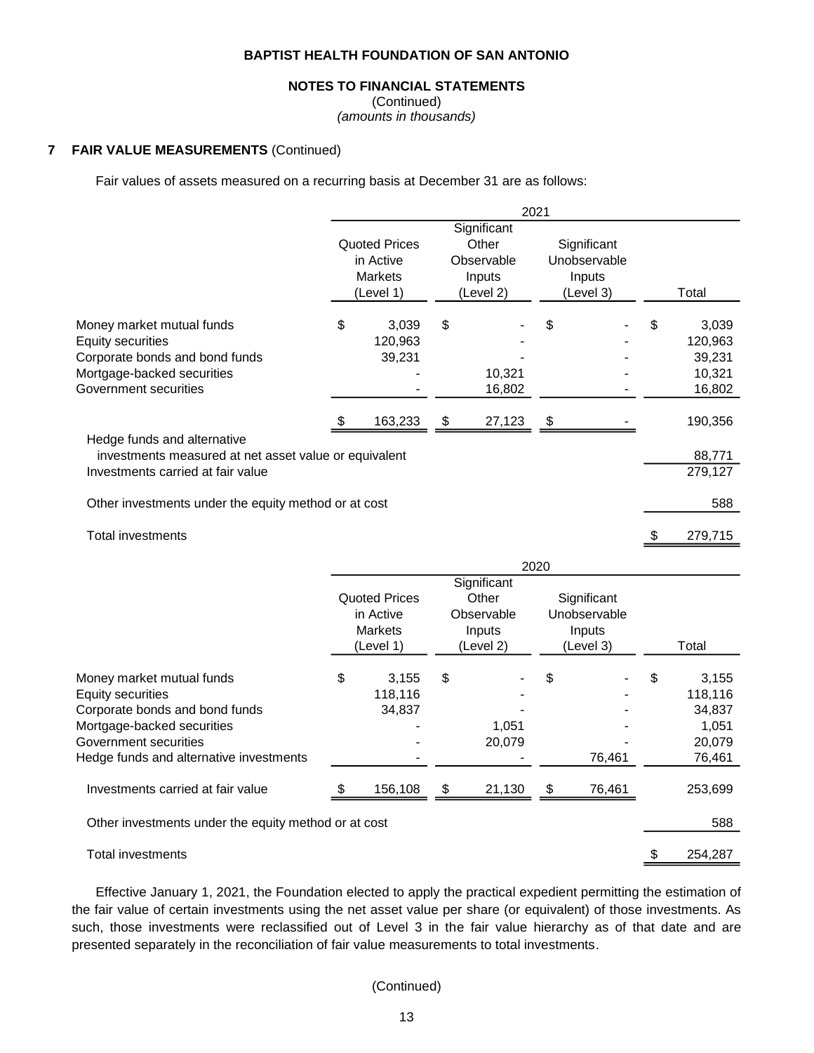**BAPTIST HEALTH FOUNDATION OF SAN ANTONIO**

**NOTES TO FINANCIAL STATEMENTS**
(Continued)
*(amounts in thousands)*

## 7 FAIR VALUE MEASUREMENTS (Continued)

Fair values of assets measured on a recurring basis at December 31 are as follows:

| | 2021 | | | |
|---|---|---|---|---|
| | Quoted Prices in Active Markets (Level 1) | Significant Other Observable Inputs (Level 2) | Significant Unobservable Inputs (Level 3) | Total |
| Money market mutual funds | $ 3,039 | $ - | $ - | $ 3,039 |
| Equity securities | 120,963 | - | - | 120,963 |
| Corporate bonds and bond funds | 39,231 | - | - | 39,231 |
| Mortgage-backed securities | - | 10,321 | - | 10,321 |
| Government securities | - | 16,802 | - | 16,802 |
| | $ 163,233 | $ 27,123 | $ - | 190,356 |
| Hedge funds and alternative investments measured at net asset value or equivalent | | | | 88,771 |
| Investments carried at fair value | | | | 279,127 |
| Other investments under the equity method or at cost | | | | 588 |
| Total investments | | | | $ 279,715 |

| | 2020 | | | |
|---|---|---|---|---|
| | Quoted Prices in Active Markets (Level 1) | Significant Other Observable Inputs (Level 2) | Significant Unobservable Inputs (Level 3) | Total |
| Money market mutual funds | $ 3,155 | $ - | $ - | $ 3,155 |
| Equity securities | 118,116 | - | - | 118,116 |
| Corporate bonds and bond funds | 34,837 | - | - | 34,837 |
| Mortgage-backed securities | - | 1,051 | - | 1,051 |
| Government securities | - | 20,079 | - | 20,079 |
| Hedge funds and alternative investments | - | - | 76,461 | 76,461 |
| Investments carried at fair value | $ 156,108 | $ 21,130 | $ 76,461 | 253,699 |
| Other investments under the equity method or at cost | | | | 588 |
| Total investments | | | | $ 254,287 |

Effective January 1, 2021, the Foundation elected to apply the practical expedient permitting the estimation of the fair value of certain investments using the net asset value per share (or equivalent) of those investments. As such, those investments were reclassified out of Level 3 in the fair value hierarchy as of that date and are presented separately in the reconciliation of fair value measurements to total investments.

(Continued)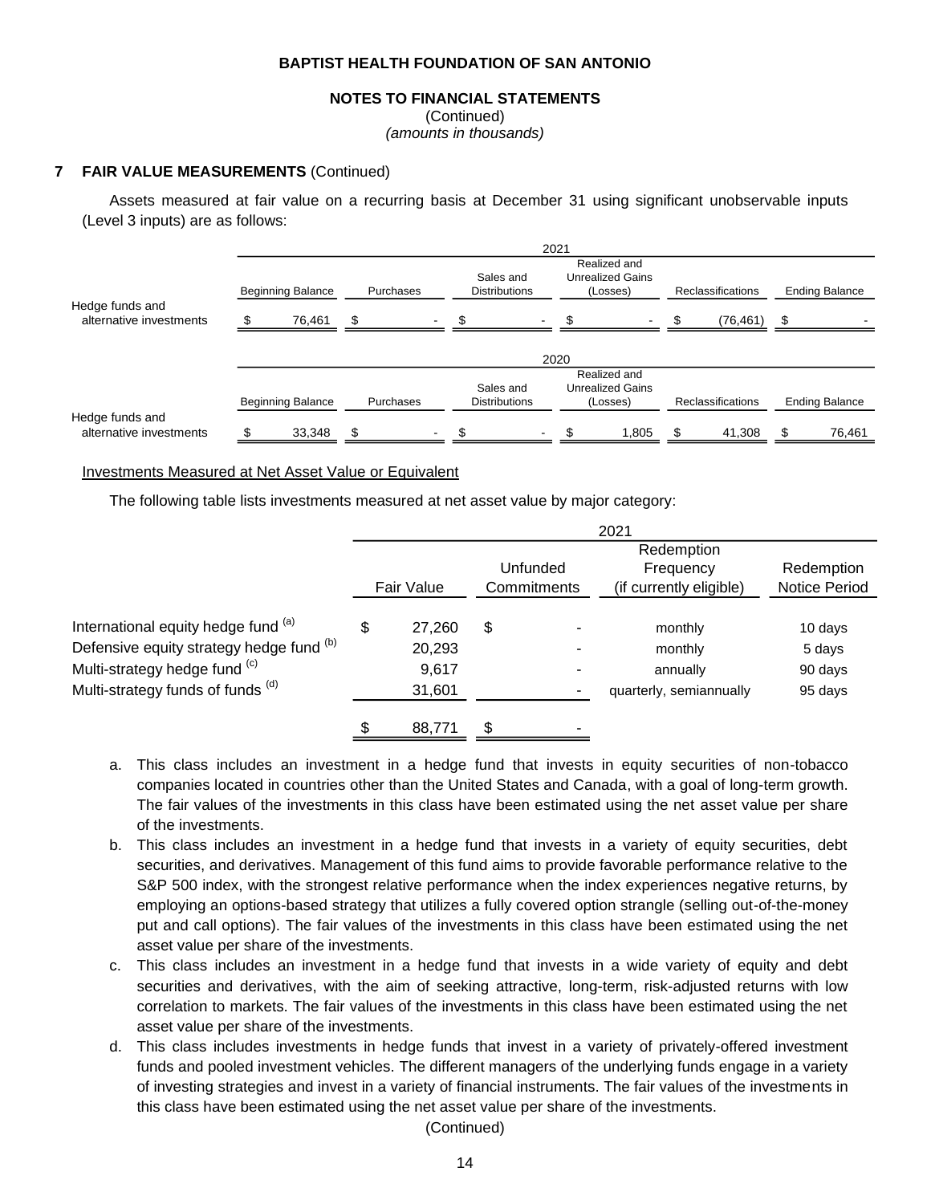**BAPTIST HEALTH FOUNDATION OF SAN ANTONIO**

**NOTES TO FINANCIAL STATEMENTS**
(Continued)
*(amounts in thousands)*

**7 FAIR VALUE MEASUREMENTS** (Continued)

Assets measured at fair value on a recurring basis at December 31 using significant unobservable inputs (Level 3 inputs) are as follows:

| | 2021 | | | | | |
|---|---|---|---|---|---|---|
| | Beginning Balance | Purchases | Sales and Distributions | Realized and Unrealized Gains (Losses) | Reclassifications | Ending Balance |
| Hedge funds and alternative investments | $ 76,461 | $ - | $ - | $ - | $ (76,461) | $ - |

| | 2020 | | | | | |
|---|---|---|---|---|---|---|
| | Beginning Balance | Purchases | Sales and Distributions | Realized and Unrealized Gains (Losses) | Reclassifications | Ending Balance |
| Hedge funds and alternative investments | $ 33,348 | $ - | $ - | $ 1,805 | $ 41,308 | $ 76,461 |

Investments Measured at Net Asset Value or Equivalent

The following table lists investments measured at net asset value by major category:

| | 2021 | | | |
|---|---|---|---|---|
| | Fair Value | Unfunded Commitments | Redemption Frequency (if currently eligible) | Redemption Notice Period |
| International equity hedge fund [(a)] | $ 27,260 | $ - | monthly | 10 days |
| Defensive equity strategy hedge fund [(b)] | 20,293 | - | monthly | 5 days |
| Multi-strategy hedge fund [(c)] | 9,617 | - | annually | 90 days |
| Multi-strategy funds of funds [(d)] | 31,601 | - | quarterly, semiannually | 95 days |
| | $ 88,771 | $ - | | |

a. This class includes an investment in a hedge fund that invests in equity securities of non-tobacco companies located in countries other than the United States and Canada, with a goal of long-term growth. The fair values of the investments in this class have been estimated using the net asset value per share of the investments.

b. This class includes an investment in a hedge fund that invests in a variety of equity securities, debt securities, and derivatives. Management of this fund aims to provide favorable performance relative to the S&P 500 index, with the strongest relative performance when the index experiences negative returns, by employing an options-based strategy that utilizes a fully covered option strangle (selling out-of-the-money put and call options). The fair values of the investments in this class have been estimated using the net asset value per share of the investments.

c. This class includes an investment in a hedge fund that invests in a wide variety of equity and debt securities and derivatives, with the aim of seeking attractive, long-term, risk-adjusted returns with low correlation to markets. The fair values of the investments in this class have been estimated using the net asset value per share of the investments.

d. This class includes investments in hedge funds that invest in a variety of privately-offered investment funds and pooled investment vehicles. The different managers of the underlying funds engage in a variety of investing strategies and invest in a variety of financial instruments. The fair values of the investments in this class have been estimated using the net asset value per share of the investments.

(Continued)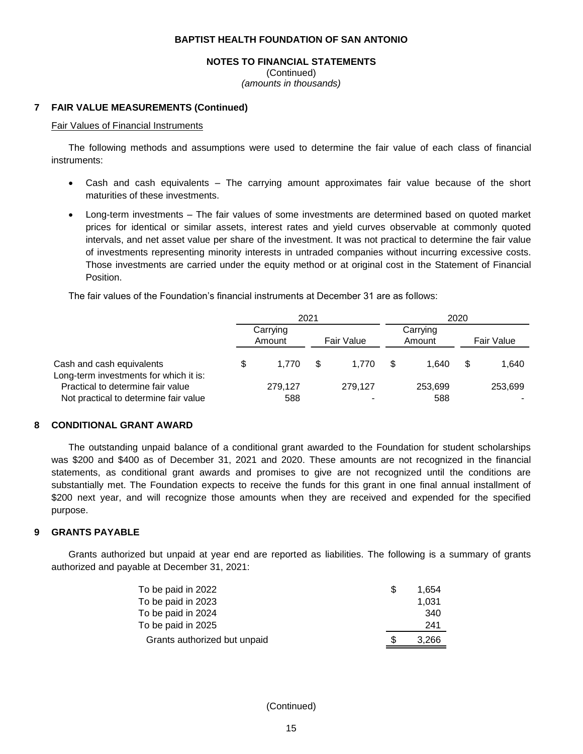**BAPTIST HEALTH FOUNDATION OF SAN ANTONIO**

**NOTES TO FINANCIAL STATEMENTS**
(Continued)
*(amounts in thousands)*

## 7 FAIR VALUE MEASUREMENTS (Continued)

Fair Values of Financial Instruments

The following methods and assumptions were used to determine the fair value of each class of financial instruments:

- Cash and cash equivalents – The carrying amount approximates fair value because of the short maturities of these investments.
- Long-term investments – The fair values of some investments are determined based on quoted market prices for identical or similar assets, interest rates and yield curves observable at commonly quoted intervals, and net asset value per share of the investment. It was not practical to determine the fair value of investments representing minority interests in untraded companies without incurring excessive costs. Those investments are carried under the equity method or at original cost in the Statement of Financial Position.

The fair values of the Foundation's financial instruments at December 31 are as follows:

| | 2021 | | 2020 | |
|---|---|---|---|---|
| | Carrying Amount | Fair Value | Carrying Amount | Fair Value |
| Cash and cash equivalents | $ 1,770 | $ 1,770 | $ 1,640 | $ 1,640 |
| Long-term investments for which it is: | | | | |
| Practical to determine fair value | 279,127 | 279,127 | 253,699 | 253,699 |
| Not practical to determine fair value | 588 | - | 588 | - |

## 8 CONDITIONAL GRANT AWARD

The outstanding unpaid balance of a conditional grant awarded to the Foundation for student scholarships was $200 and $400 as of December 31, 2021 and 2020. These amounts are not recognized in the financial statements, as conditional grant awards and promises to give are not recognized until the conditions are substantially met. The Foundation expects to receive the funds for this grant in one final annual installment of $200 next year, and will recognize those amounts when they are received and expended for the specified purpose.

## 9 GRANTS PAYABLE

Grants authorized but unpaid at year end are reported as liabilities. The following is a summary of grants authorized and payable at December 31, 2021:

| | |
|---|---|
| To be paid in 2022 | $ 1,654 |
| To be paid in 2023 | 1,031 |
| To be paid in 2024 | 340 |
| To be paid in 2025 | 241 |
| Grants authorized but unpaid | $ 3,266 |

(Continued)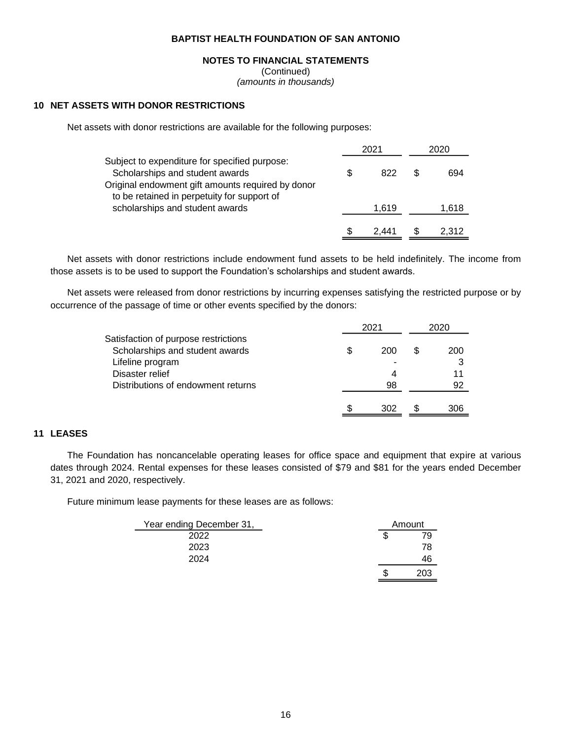# BAPTIST HEALTH FOUNDATION OF SAN ANTONIO

## NOTES TO FINANCIAL STATEMENTS

(Continued)

*(amounts in thousands)*

### 10 NET ASSETS WITH DONOR RESTRICTIONS

Net assets with donor restrictions are available for the following purposes:

| | 2021 | 2020 |
|---|---|---|
| Subject to expenditure for specified purpose: | | |
| Scholarships and student awards | $ 822 | $ 694 |
| Original endowment gift amounts required by donor to be retained in perpetuity for support of scholarships and student awards | 1,619 | 1,618 |
| | $ 2,441 | $ 2,312 |

Net assets with donor restrictions include endowment fund assets to be held indefinitely. The income from those assets is to be used to support the Foundation's scholarships and student awards.

Net assets were released from donor restrictions by incurring expenses satisfying the restricted purpose or by occurrence of the passage of time or other events specified by the donors:

| | 2021 | 2020 |
|---|---|---|
| Satisfaction of purpose restrictions | | |
| Scholarships and student awards | $ 200 | $ 200 |
| Lifeline program | - | 3 |
| Disaster relief | 4 | 11 |
| Distributions of endowment returns | 98 | 92 |
| | $ 302 | $ 306 |

### 11 LEASES

The Foundation has noncancelable operating leases for office space and equipment that expire at various dates through 2024. Rental expenses for these leases consisted of $79 and $81 for the years ended December 31, 2021 and 2020, respectively.

Future minimum lease payments for these leases are as follows:

| Year ending December 31, | Amount |
|---|---|
| 2022 | $ 79 |
| 2023 | 78 |
| 2024 | 46 |
| | $ 203 |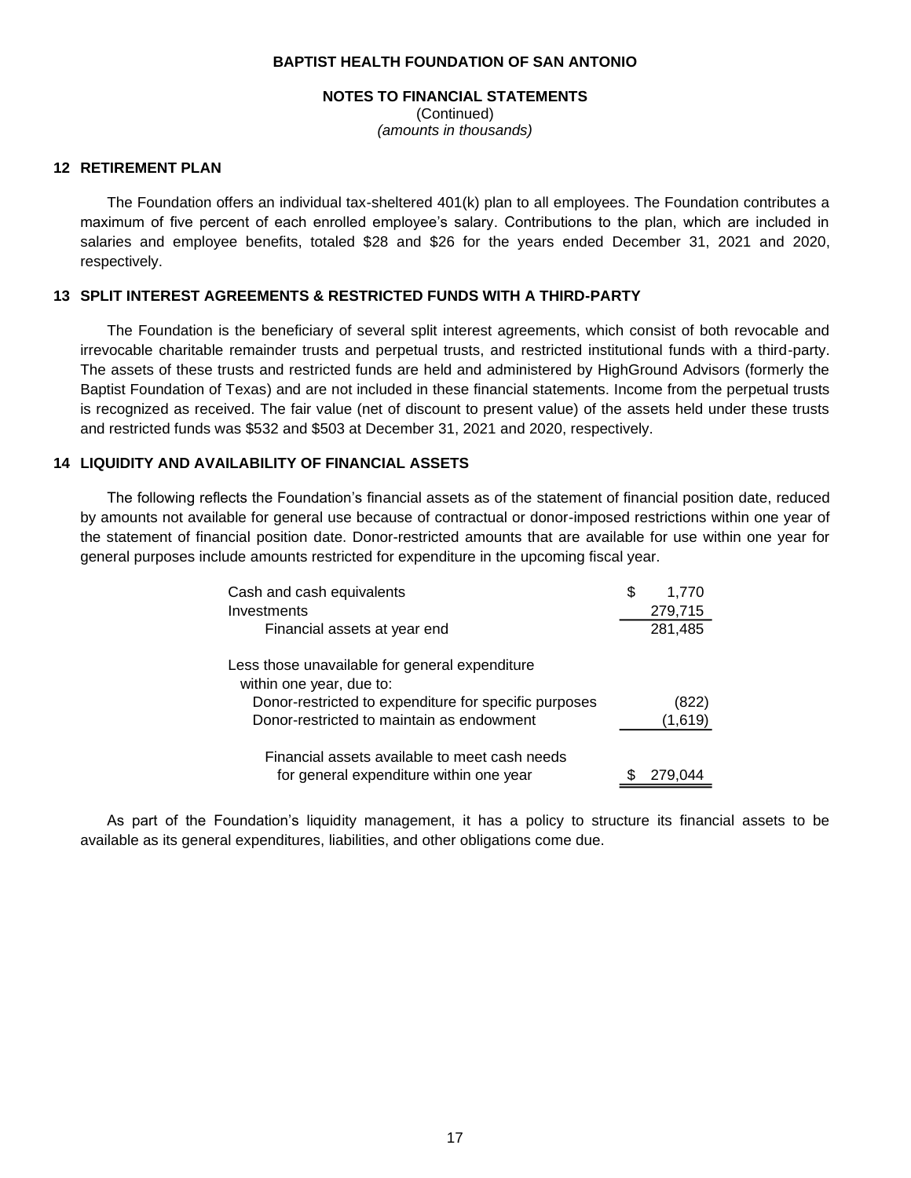**BAPTIST HEALTH FOUNDATION OF SAN ANTONIO**

**NOTES TO FINANCIAL STATEMENTS**
(Continued)
*(amounts in thousands)*

## 12 RETIREMENT PLAN

The Foundation offers an individual tax-sheltered 401(k) plan to all employees. The Foundation contributes a maximum of five percent of each enrolled employee's salary. Contributions to the plan, which are included in salaries and employee benefits, totaled $28 and $26 for the years ended December 31, 2021 and 2020, respectively.

## 13 SPLIT INTEREST AGREEMENTS & RESTRICTED FUNDS WITH A THIRD-PARTY

The Foundation is the beneficiary of several split interest agreements, which consist of both revocable and irrevocable charitable remainder trusts and perpetual trusts, and restricted institutional funds with a third-party. The assets of these trusts and restricted funds are held and administered by HighGround Advisors (formerly the Baptist Foundation of Texas) and are not included in these financial statements. Income from the perpetual trusts is recognized as received. The fair value (net of discount to present value) of the assets held under these trusts and restricted funds was $532 and $503 at December 31, 2021 and 2020, respectively.

## 14 LIQUIDITY AND AVAILABILITY OF FINANCIAL ASSETS

The following reflects the Foundation's financial assets as of the statement of financial position date, reduced by amounts not available for general use because of contractual or donor-imposed restrictions within one year of the statement of financial position date. Donor-restricted amounts that are available for use within one year for general purposes include amounts restricted for expenditure in the upcoming fiscal year.

| | |
|---|---|
| Cash and cash equivalents | $ 1,770 |
| Investments | 279,715 |
| Financial assets at year end | 281,485 |
| Less those unavailable for general expenditure within one year, due to: | |
| Donor-restricted to expenditure for specific purposes | (822) |
| Donor-restricted to maintain as endowment | (1,619) |
| Financial assets available to meet cash needs for general expenditure within one year | $ 279,044 |

As part of the Foundation's liquidity management, it has a policy to structure its financial assets to be available as its general expenditures, liabilities, and other obligations come due.